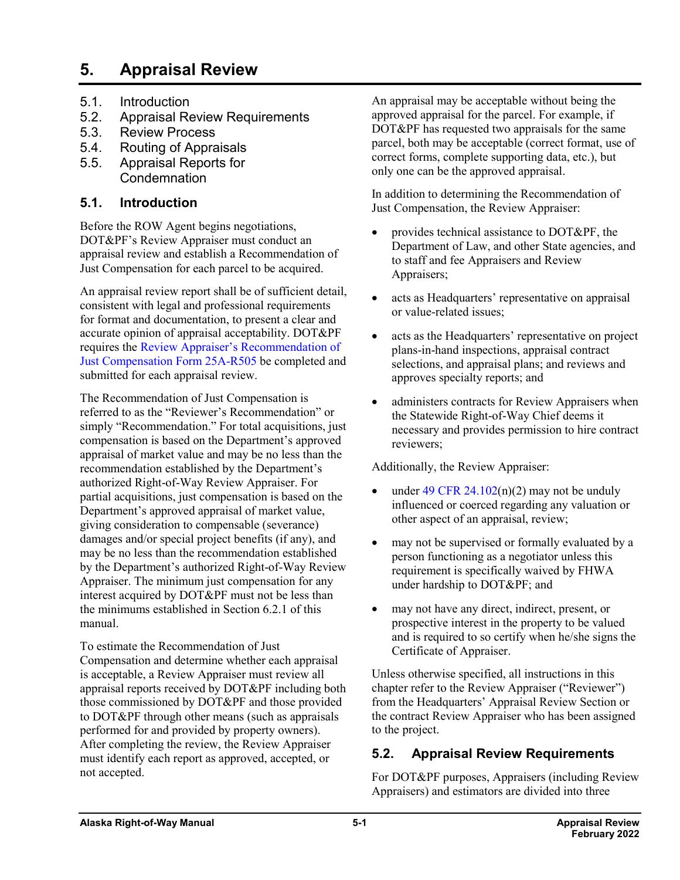# 5. Appraisal Review

5.1. Introduction
5.2. Appraisal Review Requirements
5.3. Review Process
5.4. Routing of Appraisals
5.5. Appraisal Reports for Condemnation

## 5.1. Introduction

Before the ROW Agent begins negotiations, DOT&PF's Review Appraiser must conduct an appraisal review and establish a Recommendation of Just Compensation for each parcel to be acquired.

An appraisal review report shall be of sufficient detail, consistent with legal and professional requirements for format and documentation, to present a clear and accurate opinion of appraisal acceptability. DOT&PF requires the Review Appraiser's Recommendation of Just Compensation Form 25A-R505 be completed and submitted for each appraisal review.

The Recommendation of Just Compensation is referred to as the "Reviewer's Recommendation" or simply "Recommendation." For total acquisitions, just compensation is based on the Department's approved appraisal of market value and may be no less than the recommendation established by the Department's authorized Right-of-Way Review Appraiser. For partial acquisitions, just compensation is based on the Department's approved appraisal of market value, giving consideration to compensable (severance) damages and/or special project benefits (if any), and may be no less than the recommendation established by the Department's authorized Right-of-Way Review Appraiser. The minimum just compensation for any interest acquired by DOT&PF must not be less than the minimums established in Section 6.2.1 of this manual.

To estimate the Recommendation of Just Compensation and determine whether each appraisal is acceptable, a Review Appraiser must review all appraisal reports received by DOT&PF including both those commissioned by DOT&PF and those provided to DOT&PF through other means (such as appraisals performed for and provided by property owners). After completing the review, the Review Appraiser must identify each report as approved, accepted, or not accepted.

An appraisal may be acceptable without being the approved appraisal for the parcel. For example, if DOT&PF has requested two appraisals for the same parcel, both may be acceptable (correct format, use of correct forms, complete supporting data, etc.), but only one can be the approved appraisal.

In addition to determining the Recommendation of Just Compensation, the Review Appraiser:

- provides technical assistance to DOT&PF, the Department of Law, and other State agencies, and to staff and fee Appraisers and Review Appraisers;
- acts as Headquarters' representative on appraisal or value-related issues;
- acts as the Headquarters' representative on project plans-in-hand inspections, appraisal contract selections, and appraisal plans; and reviews and approves specialty reports; and
- administers contracts for Review Appraisers when the Statewide Right-of-Way Chief deems it necessary and provides permission to hire contract reviewers;

Additionally, the Review Appraiser:

- under 49 CFR 24.102(n)(2) may not be unduly influenced or coerced regarding any valuation or other aspect of an appraisal, review;
- may not be supervised or formally evaluated by a person functioning as a negotiator unless this requirement is specifically waived by FHWA under hardship to DOT&PF; and
- may not have any direct, indirect, present, or prospective interest in the property to be valued and is required to so certify when he/she signs the Certificate of Appraiser.

Unless otherwise specified, all instructions in this chapter refer to the Review Appraiser ("Reviewer") from the Headquarters' Appraisal Review Section or the contract Review Appraiser who has been assigned to the project.

## 5.2. Appraisal Review Requirements

For DOT&PF purposes, Appraisers (including Review Appraisers) and estimators are divided into three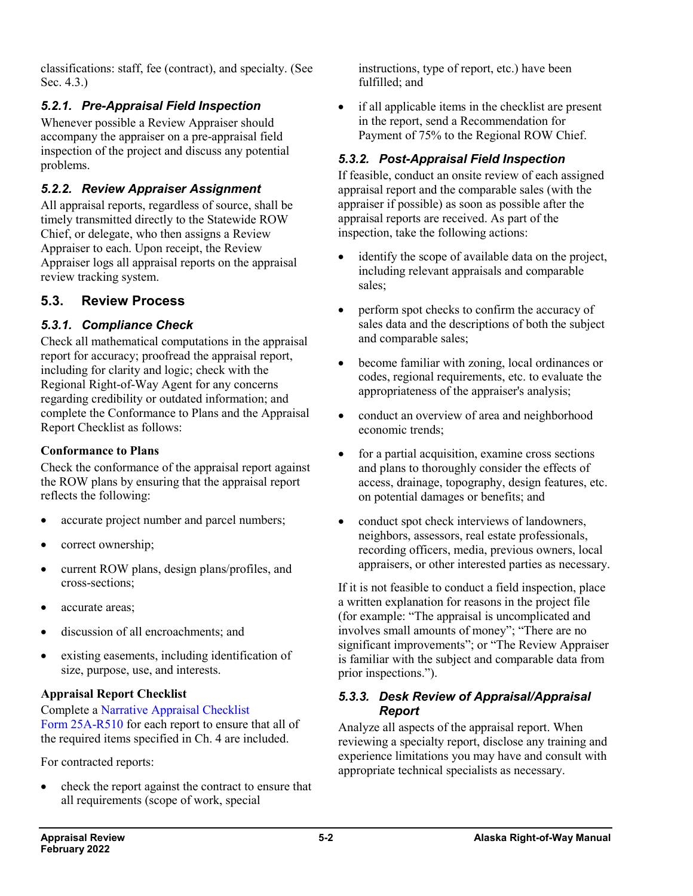classifications: staff, fee (contract), and specialty. (See Sec. 4.3.)

### 5.2.1. Pre-Appraisal Field Inspection

Whenever possible a Review Appraiser should accompany the appraiser on a pre-appraisal field inspection of the project and discuss any potential problems.

### 5.2.2. Review Appraiser Assignment

All appraisal reports, regardless of source, shall be timely transmitted directly to the Statewide ROW Chief, or delegate, who then assigns a Review Appraiser to each. Upon receipt, the Review Appraiser logs all appraisal reports on the appraisal review tracking system.

## 5.3. Review Process

### 5.3.1. Compliance Check

Check all mathematical computations in the appraisal report for accuracy; proofread the appraisal report, including for clarity and logic; check with the Regional Right-of-Way Agent for any concerns regarding credibility or outdated information; and complete the Conformance to Plans and the Appraisal Report Checklist as follows:

**Conformance to Plans**

Check the conformance of the appraisal report against the ROW plans by ensuring that the appraisal report reflects the following:

- accurate project number and parcel numbers;
- correct ownership;
- current ROW plans, design plans/profiles, and cross-sections;
- accurate areas;
- discussion of all encroachments; and
- existing easements, including identification of size, purpose, use, and interests.

**Appraisal Report Checklist**

Complete a Narrative Appraisal Checklist Form 25A-R510 for each report to ensure that all of the required items specified in Ch. 4 are included.

For contracted reports:

- check the report against the contract to ensure that all requirements (scope of work, special instructions, type of report, etc.) have been fulfilled; and
- if all applicable items in the checklist are present in the report, send a Recommendation for Payment of 75% to the Regional ROW Chief.

### 5.3.2. Post-Appraisal Field Inspection

If feasible, conduct an onsite review of each assigned appraisal report and the comparable sales (with the appraiser if possible) as soon as possible after the appraisal reports are received. As part of the inspection, take the following actions:

- identify the scope of available data on the project, including relevant appraisals and comparable sales;
- perform spot checks to confirm the accuracy of sales data and the descriptions of both the subject and comparable sales;
- become familiar with zoning, local ordinances or codes, regional requirements, etc. to evaluate the appropriateness of the appraiser's analysis;
- conduct an overview of area and neighborhood economic trends;
- for a partial acquisition, examine cross sections and plans to thoroughly consider the effects of access, drainage, topography, design features, etc. on potential damages or benefits; and
- conduct spot check interviews of landowners, neighbors, assessors, real estate professionals, recording officers, media, previous owners, local appraisers, or other interested parties as necessary.

If it is not feasible to conduct a field inspection, place a written explanation for reasons in the project file (for example: "The appraisal is uncomplicated and involves small amounts of money"; "There are no significant improvements"; or "The Review Appraiser is familiar with the subject and comparable data from prior inspections.").

### 5.3.3. Desk Review of Appraisal/Appraisal Report

Analyze all aspects of the appraisal report. When reviewing a specialty report, disclose any training and experience limitations you may have and consult with appropriate technical specialists as necessary.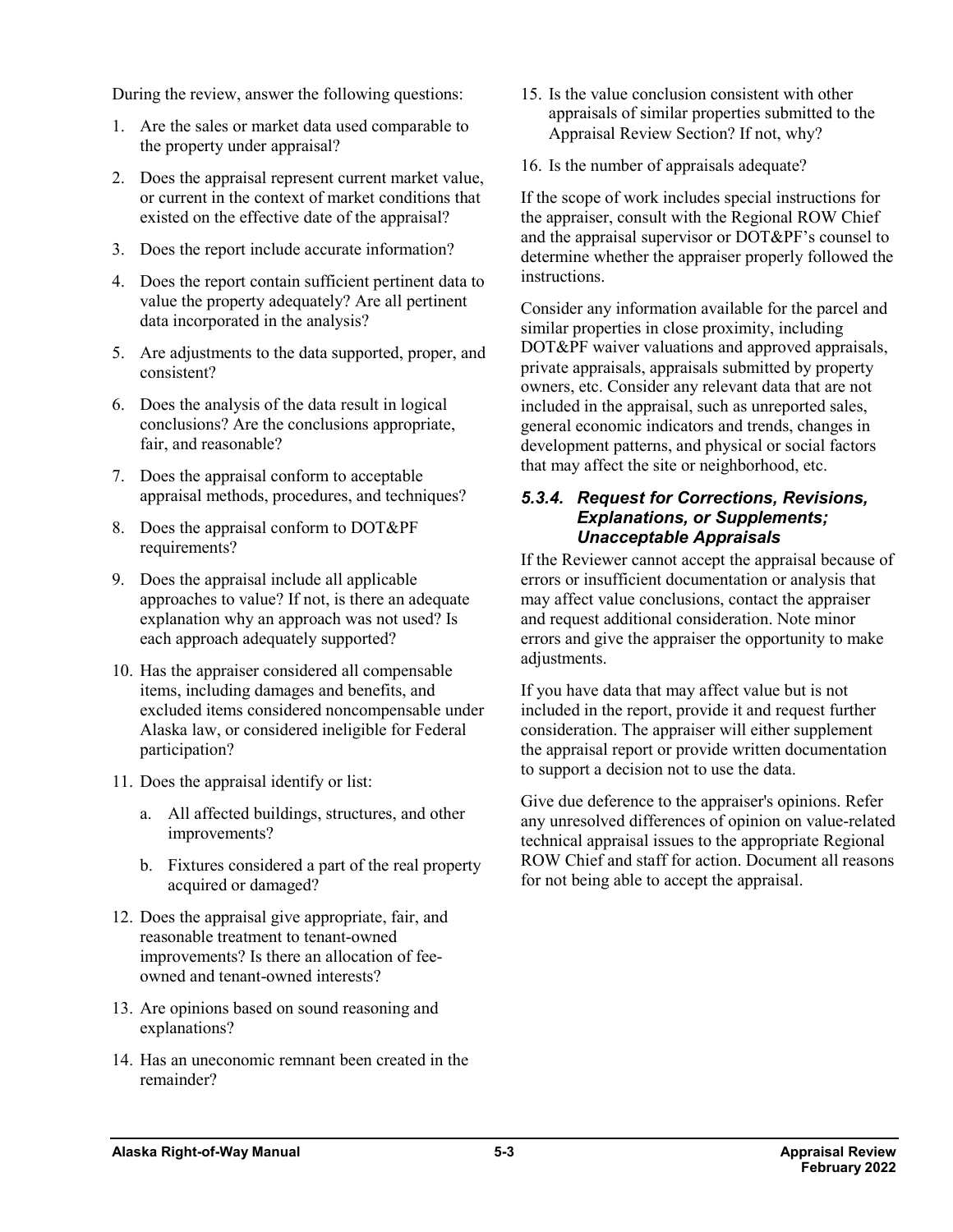During the review, answer the following questions:

1. Are the sales or market data used comparable to the property under appraisal?
2. Does the appraisal represent current market value, or current in the context of market conditions that existed on the effective date of the appraisal?
3. Does the report include accurate information?
4. Does the report contain sufficient pertinent data to value the property adequately? Are all pertinent data incorporated in the analysis?
5. Are adjustments to the data supported, proper, and consistent?
6. Does the analysis of the data result in logical conclusions? Are the conclusions appropriate, fair, and reasonable?
7. Does the appraisal conform to acceptable appraisal methods, procedures, and techniques?
8. Does the appraisal conform to DOT&PF requirements?
9. Does the appraisal include all applicable approaches to value? If not, is there an adequate explanation why an approach was not used? Is each approach adequately supported?
10. Has the appraiser considered all compensable items, including damages and benefits, and excluded items considered noncompensable under Alaska law, or considered ineligible for Federal participation?
11. Does the appraisal identify or list:
    a. All affected buildings, structures, and other improvements?
    b. Fixtures considered a part of the real property acquired or damaged?
12. Does the appraisal give appropriate, fair, and reasonable treatment to tenant-owned improvements? Is there an allocation of fee-owned and tenant-owned interests?
13. Are opinions based on sound reasoning and explanations?
14. Has an uneconomic remnant been created in the remainder?
15. Is the value conclusion consistent with other appraisals of similar properties submitted to the Appraisal Review Section? If not, why?
16. Is the number of appraisals adequate?

If the scope of work includes special instructions for the appraiser, consult with the Regional ROW Chief and the appraisal supervisor or DOT&PF's counsel to determine whether the appraiser properly followed the instructions.

Consider any information available for the parcel and similar properties in close proximity, including DOT&PF waiver valuations and approved appraisals, private appraisals, appraisals submitted by property owners, etc. Consider any relevant data that are not included in the appraisal, such as unreported sales, general economic indicators and trends, changes in development patterns, and physical or social factors that may affect the site or neighborhood, etc.

### *5.3.4. Request for Corrections, Revisions, Explanations, or Supplements; Unacceptable Appraisals*

If the Reviewer cannot accept the appraisal because of errors or insufficient documentation or analysis that may affect value conclusions, contact the appraiser and request additional consideration. Note minor errors and give the appraiser the opportunity to make adjustments.

If you have data that may affect value but is not included in the report, provide it and request further consideration. The appraiser will either supplement the appraisal report or provide written documentation to support a decision not to use the data.

Give due deference to the appraiser's opinions. Refer any unresolved differences of opinion on value-related technical appraisal issues to the appropriate Regional ROW Chief and staff for action. Document all reasons for not being able to accept the appraisal.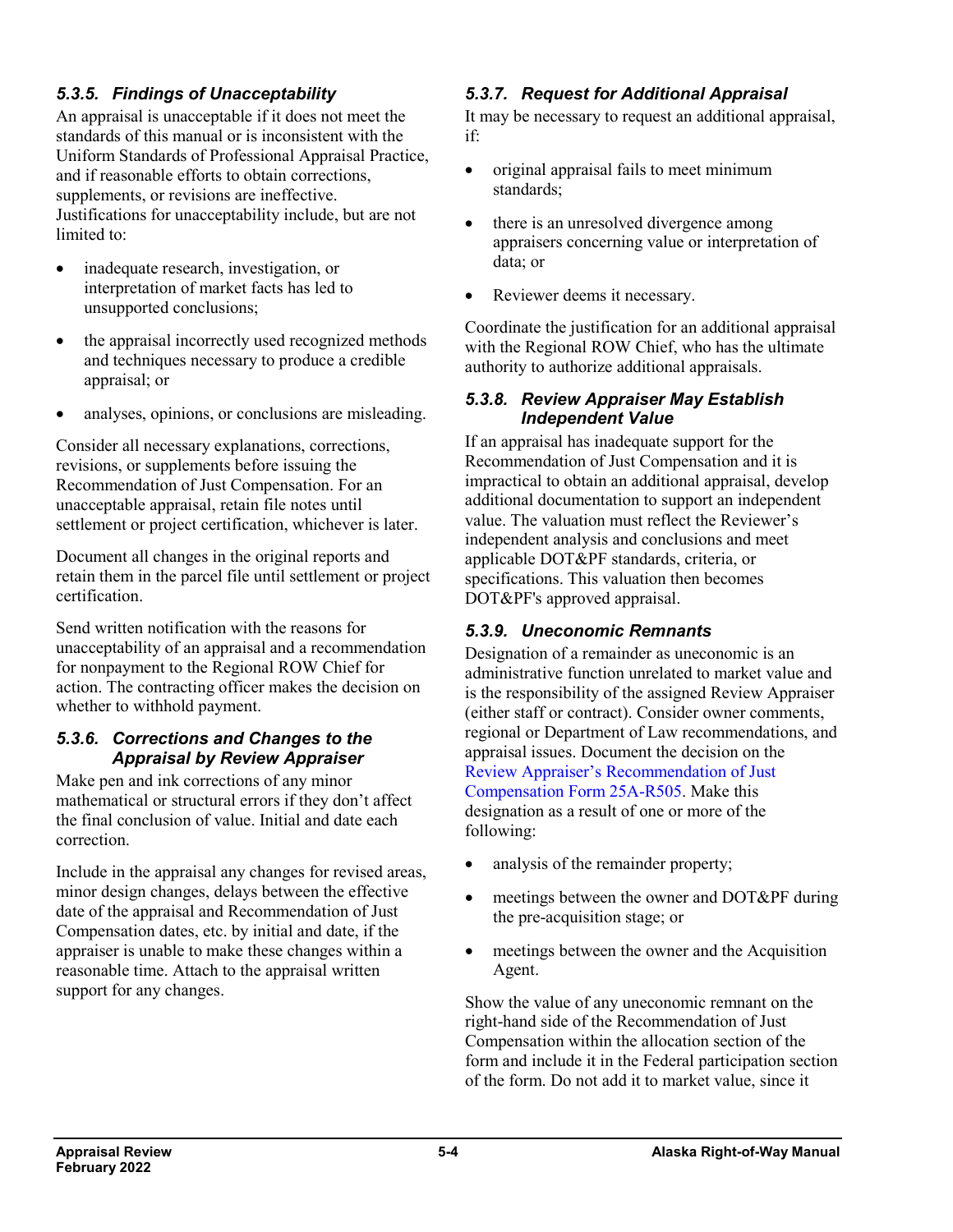### *5.3.5. Findings of Unacceptability*

An appraisal is unacceptable if it does not meet the standards of this manual or is inconsistent with the Uniform Standards of Professional Appraisal Practice, and if reasonable efforts to obtain corrections, supplements, or revisions are ineffective. Justifications for unacceptability include, but are not limited to:

- inadequate research, investigation, or interpretation of market facts has led to unsupported conclusions;
- the appraisal incorrectly used recognized methods and techniques necessary to produce a credible appraisal; or
- analyses, opinions, or conclusions are misleading.

Consider all necessary explanations, corrections, revisions, or supplements before issuing the Recommendation of Just Compensation. For an unacceptable appraisal, retain file notes until settlement or project certification, whichever is later.

Document all changes in the original reports and retain them in the parcel file until settlement or project certification.

Send written notification with the reasons for unacceptability of an appraisal and a recommendation for nonpayment to the Regional ROW Chief for action. The contracting officer makes the decision on whether to withhold payment.

### *5.3.6. Corrections and Changes to the Appraisal by Review Appraiser*

Make pen and ink corrections of any minor mathematical or structural errors if they don't affect the final conclusion of value. Initial and date each correction.

Include in the appraisal any changes for revised areas, minor design changes, delays between the effective date of the appraisal and Recommendation of Just Compensation dates, etc. by initial and date, if the appraiser is unable to make these changes within a reasonable time. Attach to the appraisal written support for any changes.

### *5.3.7. Request for Additional Appraisal*

It may be necessary to request an additional appraisal, if:

- original appraisal fails to meet minimum standards;
- there is an unresolved divergence among appraisers concerning value or interpretation of data; or
- Reviewer deems it necessary.

Coordinate the justification for an additional appraisal with the Regional ROW Chief, who has the ultimate authority to authorize additional appraisals.

### *5.3.8. Review Appraiser May Establish Independent Value*

If an appraisal has inadequate support for the Recommendation of Just Compensation and it is impractical to obtain an additional appraisal, develop additional documentation to support an independent value. The valuation must reflect the Reviewer's independent analysis and conclusions and meet applicable DOT&PF standards, criteria, or specifications. This valuation then becomes DOT&PF's approved appraisal.

### *5.3.9. Uneconomic Remnants*

Designation of a remainder as uneconomic is an administrative function unrelated to market value and is the responsibility of the assigned Review Appraiser (either staff or contract). Consider owner comments, regional or Department of Law recommendations, and appraisal issues. Document the decision on the Review Appraiser's Recommendation of Just Compensation Form 25A-R505. Make this designation as a result of one or more of the following:

- analysis of the remainder property;
- meetings between the owner and DOT&PF during the pre-acquisition stage; or
- meetings between the owner and the Acquisition Agent.

Show the value of any uneconomic remnant on the right-hand side of the Recommendation of Just Compensation within the allocation section of the form and include it in the Federal participation section of the form. Do not add it to market value, since it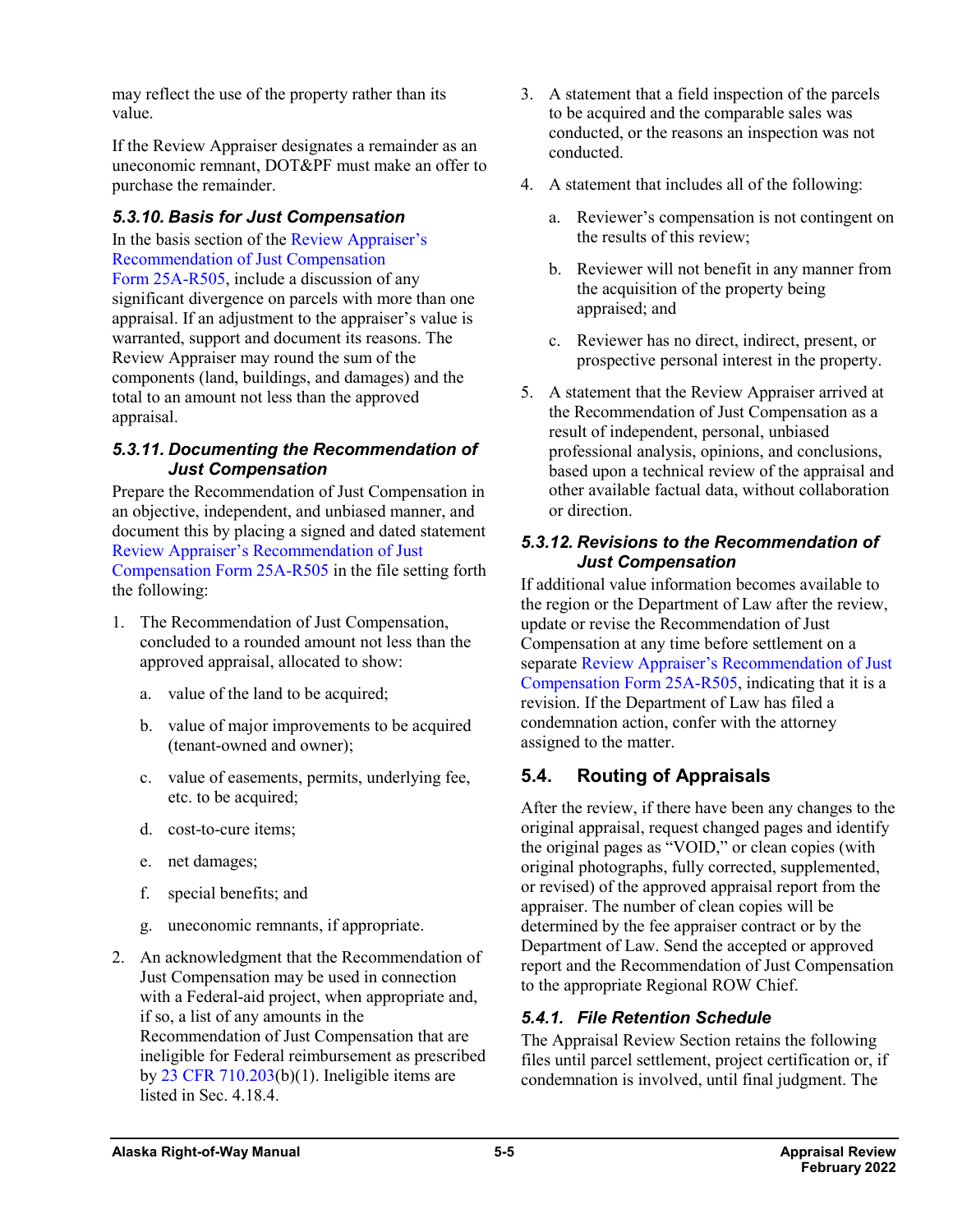may reflect the use of the property rather than its value.

If the Review Appraiser designates a remainder as an uneconomic remnant, DOT&PF must make an offer to purchase the remainder.

### *5.3.10. Basis for Just Compensation*

In the basis section of the Review Appraiser's Recommendation of Just Compensation Form 25A-R505, include a discussion of any significant divergence on parcels with more than one appraisal. If an adjustment to the appraiser's value is warranted, support and document its reasons. The Review Appraiser may round the sum of the components (land, buildings, and damages) and the total to an amount not less than the approved appraisal.

### *5.3.11. Documenting the Recommendation of Just Compensation*

Prepare the Recommendation of Just Compensation in an objective, independent, and unbiased manner, and document this by placing a signed and dated statement Review Appraiser's Recommendation of Just Compensation Form 25A-R505 in the file setting forth the following:

1. The Recommendation of Just Compensation, concluded to a rounded amount not less than the approved appraisal, allocated to show:
   a. value of the land to be acquired;
   b. value of major improvements to be acquired (tenant-owned and owner);
   c. value of easements, permits, underlying fee, etc. to be acquired;
   d. cost-to-cure items;
   e. net damages;
   f. special benefits; and
   g. uneconomic remnants, if appropriate.
2. An acknowledgment that the Recommendation of Just Compensation may be used in connection with a Federal-aid project, when appropriate and, if so, a list of any amounts in the Recommendation of Just Compensation that are ineligible for Federal reimbursement as prescribed by 23 CFR 710.203(b)(1). Ineligible items are listed in Sec. 4.18.4.
3. A statement that a field inspection of the parcels to be acquired and the comparable sales was conducted, or the reasons an inspection was not conducted.
4. A statement that includes all of the following:
   a. Reviewer's compensation is not contingent on the results of this review;
   b. Reviewer will not benefit in any manner from the acquisition of the property being appraised; and
   c. Reviewer has no direct, indirect, present, or prospective personal interest in the property.
5. A statement that the Review Appraiser arrived at the Recommendation of Just Compensation as a result of independent, personal, unbiased professional analysis, opinions, and conclusions, based upon a technical review of the appraisal and other available factual data, without collaboration or direction.

### *5.3.12. Revisions to the Recommendation of Just Compensation*

If additional value information becomes available to the region or the Department of Law after the review, update or revise the Recommendation of Just Compensation at any time before settlement on a separate Review Appraiser's Recommendation of Just Compensation Form 25A-R505, indicating that it is a revision. If the Department of Law has filed a condemnation action, confer with the attorney assigned to the matter.

## 5.4. Routing of Appraisals

After the review, if there have been any changes to the original appraisal, request changed pages and identify the original pages as "VOID," or clean copies (with original photographs, fully corrected, supplemented, or revised) of the approved appraisal report from the appraiser. The number of clean copies will be determined by the fee appraiser contract or by the Department of Law. Send the accepted or approved report and the Recommendation of Just Compensation to the appropriate Regional ROW Chief.

### *5.4.1. File Retention Schedule*

The Appraisal Review Section retains the following files until parcel settlement, project certification or, if condemnation is involved, until final judgment. The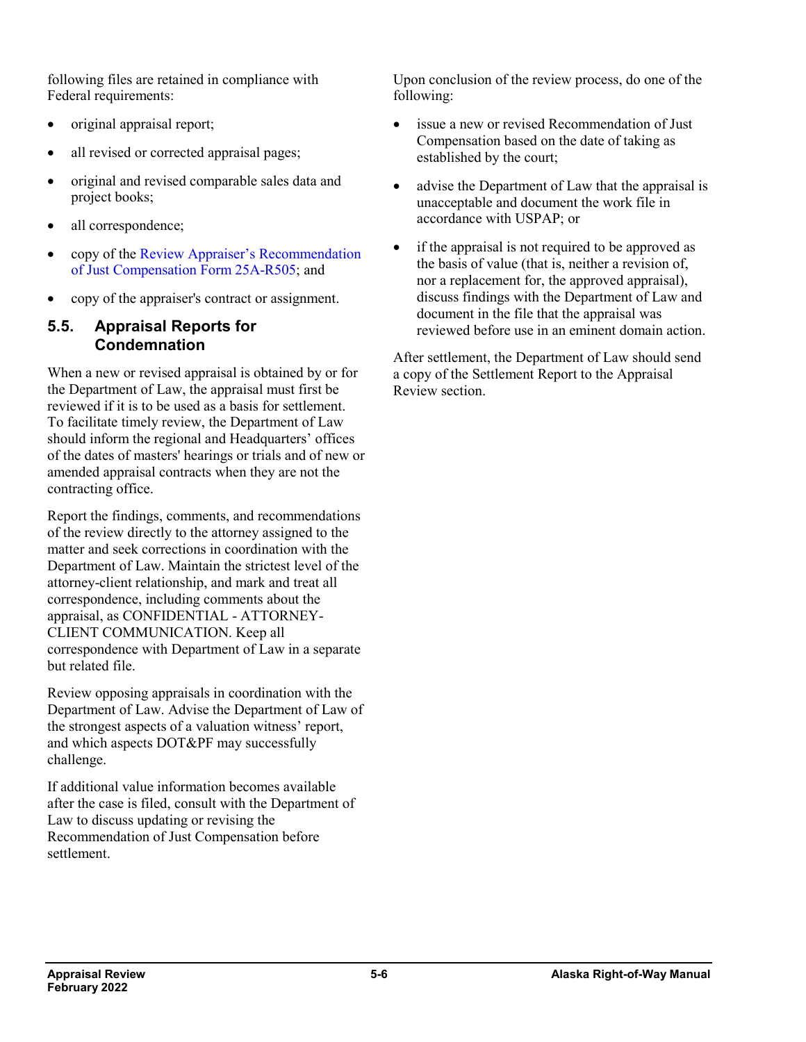following files are retained in compliance with Federal requirements:

- original appraisal report;
- all revised or corrected appraisal pages;
- original and revised comparable sales data and project books;
- all correspondence;
- copy of the Review Appraiser's Recommendation of Just Compensation Form 25A-R505; and
- copy of the appraiser's contract or assignment.

## 5.5. Appraisal Reports for Condemnation

When a new or revised appraisal is obtained by or for the Department of Law, the appraisal must first be reviewed if it is to be used as a basis for settlement. To facilitate timely review, the Department of Law should inform the regional and Headquarters' offices of the dates of masters' hearings or trials and of new or amended appraisal contracts when they are not the contracting office.

Report the findings, comments, and recommendations of the review directly to the attorney assigned to the matter and seek corrections in coordination with the Department of Law. Maintain the strictest level of the attorney-client relationship, and mark and treat all correspondence, including comments about the appraisal, as CONFIDENTIAL - ATTORNEY-CLIENT COMMUNICATION. Keep all correspondence with Department of Law in a separate but related file.

Review opposing appraisals in coordination with the Department of Law. Advise the Department of Law of the strongest aspects of a valuation witness' report, and which aspects DOT&PF may successfully challenge.

If additional value information becomes available after the case is filed, consult with the Department of Law to discuss updating or revising the Recommendation of Just Compensation before settlement.

Upon conclusion of the review process, do one of the following:

- issue a new or revised Recommendation of Just Compensation based on the date of taking as established by the court;
- advise the Department of Law that the appraisal is unacceptable and document the work file in accordance with USPAP; or
- if the appraisal is not required to be approved as the basis of value (that is, neither a revision of, nor a replacement for, the approved appraisal), discuss findings with the Department of Law and document in the file that the appraisal was reviewed before use in an eminent domain action.

After settlement, the Department of Law should send a copy of the Settlement Report to the Appraisal Review section.